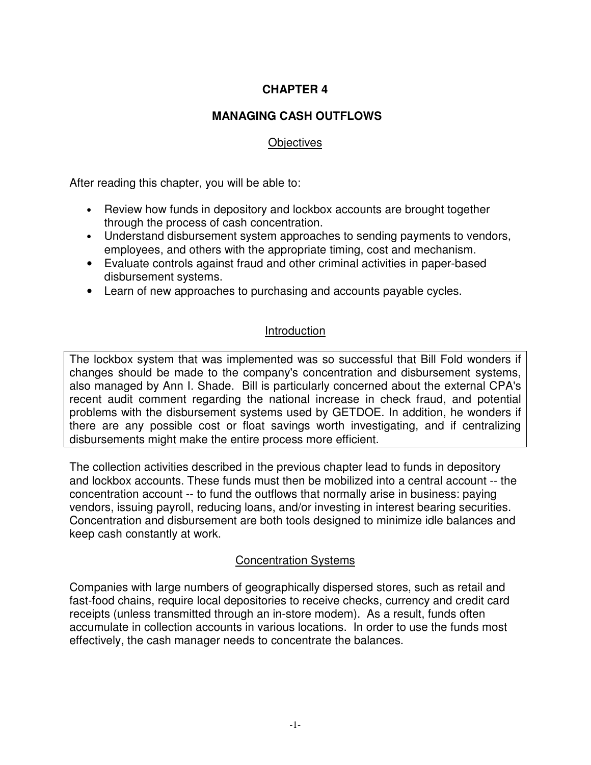# CHAPTER 4

# MANAGING CASH OUTFLOWS

## Objectives

After reading this chapter, you will be able to:

- Review how funds in depository and lockbox accounts are brought together through the process of cash concentration.
- Understand disbursement system approaches to sending payments to vendors, employees, and others with the appropriate timing, cost and mechanism.
- Evaluate controls against fraud and other criminal activities in paper-based disbursement systems.
- Learn of new approaches to purchasing and accounts payable cycles.

## Introduction

> The lockbox system that was implemented was so successful that Bill Fold wonders if changes should be made to the company's concentration and disbursement systems, also managed by Ann I. Shade. Bill is particularly concerned about the external CPA's recent audit comment regarding the national increase in check fraud, and potential problems with the disbursement systems used by GETDOE. In addition, he wonders if there are any possible cost or float savings worth investigating, and if centralizing disbursements might make the entire process more efficient.

The collection activities described in the previous chapter lead to funds in depository and lockbox accounts. These funds must then be mobilized into a central account -- the concentration account -- to fund the outflows that normally arise in business: paying vendors, issuing payroll, reducing loans, and/or investing in interest bearing securities. Concentration and disbursement are both tools designed to minimize idle balances and keep cash constantly at work.

## Concentration Systems

Companies with large numbers of geographically dispersed stores, such as retail and fast-food chains, require local depositories to receive checks, currency and credit card receipts (unless transmitted through an in-store modem). As a result, funds often accumulate in collection accounts in various locations. In order to use the funds most effectively, the cash manager needs to concentrate the balances.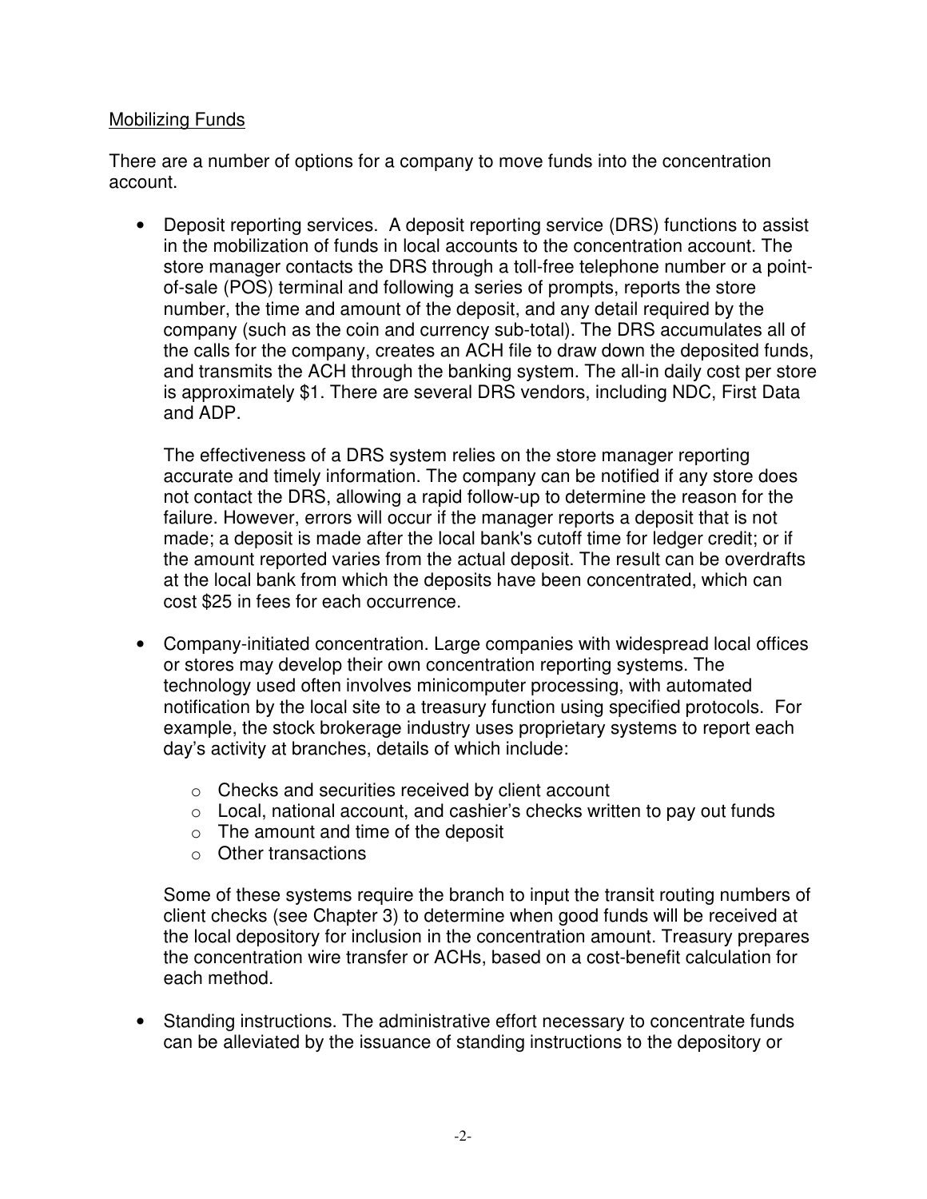Mobilizing Funds

There are a number of options for a company to move funds into the concentration account.

- Deposit reporting services. A deposit reporting service (DRS) functions to assist in the mobilization of funds in local accounts to the concentration account. The store manager contacts the DRS through a toll-free telephone number or a point-of-sale (POS) terminal and following a series of prompts, reports the store number, the time and amount of the deposit, and any detail required by the company (such as the coin and currency sub-total). The DRS accumulates all of the calls for the company, creates an ACH file to draw down the deposited funds, and transmits the ACH through the banking system. The all-in daily cost per store is approximately $1. There are several DRS vendors, including NDC, First Data and ADP.

  The effectiveness of a DRS system relies on the store manager reporting accurate and timely information. The company can be notified if any store does not contact the DRS, allowing a rapid follow-up to determine the reason for the failure. However, errors will occur if the manager reports a deposit that is not made; a deposit is made after the local bank's cutoff time for ledger credit; or if the amount reported varies from the actual deposit. The result can be overdrafts at the local bank from which the deposits have been concentrated, which can cost $25 in fees for each occurrence.

- Company-initiated concentration. Large companies with widespread local offices or stores may develop their own concentration reporting systems. The technology used often involves minicomputer processing, with automated notification by the local site to a treasury function using specified protocols. For example, the stock brokerage industry uses proprietary systems to report each day's activity at branches, details of which include:

  - Checks and securities received by client account
  - Local, national account, and cashier's checks written to pay out funds
  - The amount and time of the deposit
  - Other transactions

  Some of these systems require the branch to input the transit routing numbers of client checks (see Chapter 3) to determine when good funds will be received at the local depository for inclusion in the concentration amount. Treasury prepares the concentration wire transfer or ACHs, based on a cost-benefit calculation for each method.

- Standing instructions. The administrative effort necessary to concentrate funds can be alleviated by the issuance of standing instructions to the depository or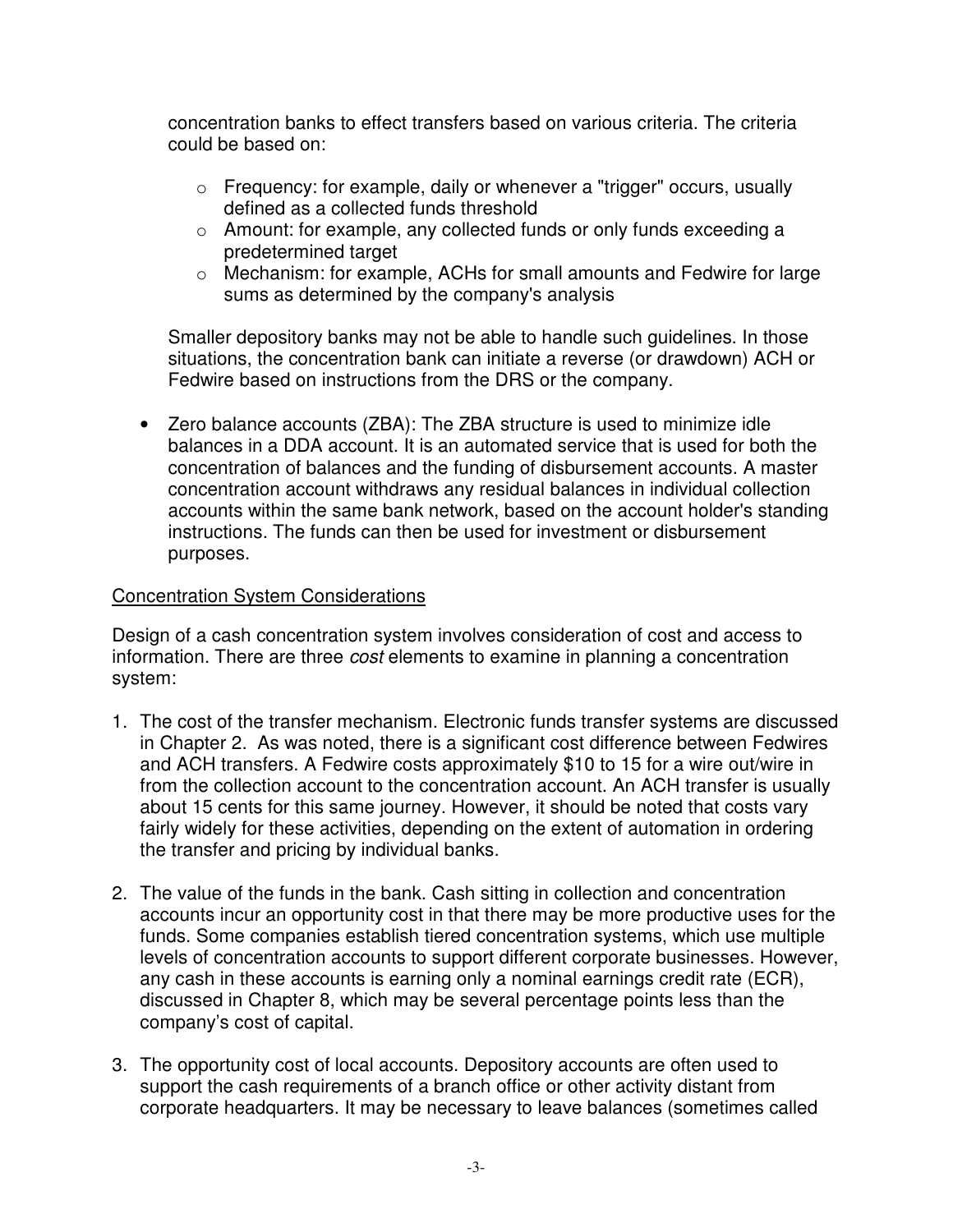concentration banks to effect transfers based on various criteria. The criteria could be based on:

- Frequency: for example, daily or whenever a "trigger" occurs, usually defined as a collected funds threshold
- Amount: for example, any collected funds or only funds exceeding a predetermined target
- Mechanism: for example, ACHs for small amounts and Fedwire for large sums as determined by the company's analysis

Smaller depository banks may not be able to handle such guidelines. In those situations, the concentration bank can initiate a reverse (or drawdown) ACH or Fedwire based on instructions from the DRS or the company.

- Zero balance accounts (ZBA): The ZBA structure is used to minimize idle balances in a DDA account. It is an automated service that is used for both the concentration of balances and the funding of disbursement accounts. A master concentration account withdraws any residual balances in individual collection accounts within the same bank network, based on the account holder's standing instructions. The funds can then be used for investment or disbursement purposes.

<u>Concentration System Considerations</u>

Design of a cash concentration system involves consideration of cost and access to information. There are three *cost* elements to examine in planning a concentration system:

1. The cost of the transfer mechanism. Electronic funds transfer systems are discussed in Chapter 2. As was noted, there is a significant cost difference between Fedwires and ACH transfers. A Fedwire costs approximately $10 to 15 for a wire out/wire in from the collection account to the concentration account. An ACH transfer is usually about 15 cents for this same journey. However, it should be noted that costs vary fairly widely for these activities, depending on the extent of automation in ordering the transfer and pricing by individual banks.

2. The value of the funds in the bank. Cash sitting in collection and concentration accounts incur an opportunity cost in that there may be more productive uses for the funds. Some companies establish tiered concentration systems, which use multiple levels of concentration accounts to support different corporate businesses. However, any cash in these accounts is earning only a nominal earnings credit rate (ECR), discussed in Chapter 8, which may be several percentage points less than the company's cost of capital.

3. The opportunity cost of local accounts. Depository accounts are often used to support the cash requirements of a branch office or other activity distant from corporate headquarters. It may be necessary to leave balances (sometimes called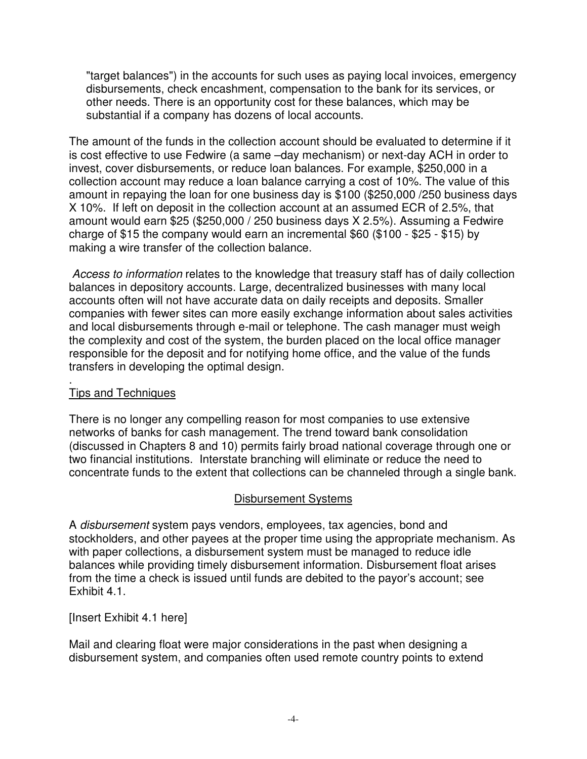"target balances") in the accounts for such uses as paying local invoices, emergency disbursements, check encashment, compensation to the bank for its services, or other needs. There is an opportunity cost for these balances, which may be substantial if a company has dozens of local accounts.

The amount of the funds in the collection account should be evaluated to determine if it is cost effective to use Fedwire (a same –day mechanism) or next-day ACH in order to invest, cover disbursements, or reduce loan balances. For example, $250,000 in a collection account may reduce a loan balance carrying a cost of 10%. The value of this amount in repaying the loan for one business day is $100 ($250,000 /250 business days X 10%. If left on deposit in the collection account at an assumed ECR of 2.5%, that amount would earn $25 ($250,000 / 250 business days X 2.5%). Assuming a Fedwire charge of $15 the company would earn an incremental $60 ($100 - $25 - $15) by making a wire transfer of the collection balance.

*Access to information* relates to the knowledge that treasury staff has of daily collection balances in depository accounts. Large, decentralized businesses with many local accounts often will not have accurate data on daily receipts and deposits. Smaller companies with fewer sites can more easily exchange information about sales activities and local disbursements through e-mail or telephone. The cash manager must weigh the complexity and cost of the system, the burden placed on the local office manager responsible for the deposit and for notifying home office, and the value of the funds transfers in developing the optimal design.

.

## Tips and Techniques

There is no longer any compelling reason for most companies to use extensive networks of banks for cash management. The trend toward bank consolidation (discussed in Chapters 8 and 10) permits fairly broad national coverage through one or two financial institutions. Interstate branching will eliminate or reduce the need to concentrate funds to the extent that collections can be channeled through a single bank.

## Disbursement Systems

A *disbursement* system pays vendors, employees, tax agencies, bond and stockholders, and other payees at the proper time using the appropriate mechanism. As with paper collections, a disbursement system must be managed to reduce idle balances while providing timely disbursement information. Disbursement float arises from the time a check is issued until funds are debited to the payor's account; see Exhibit 4.1.

[Insert Exhibit 4.1 here]

Mail and clearing float were major considerations in the past when designing a disbursement system, and companies often used remote country points to extend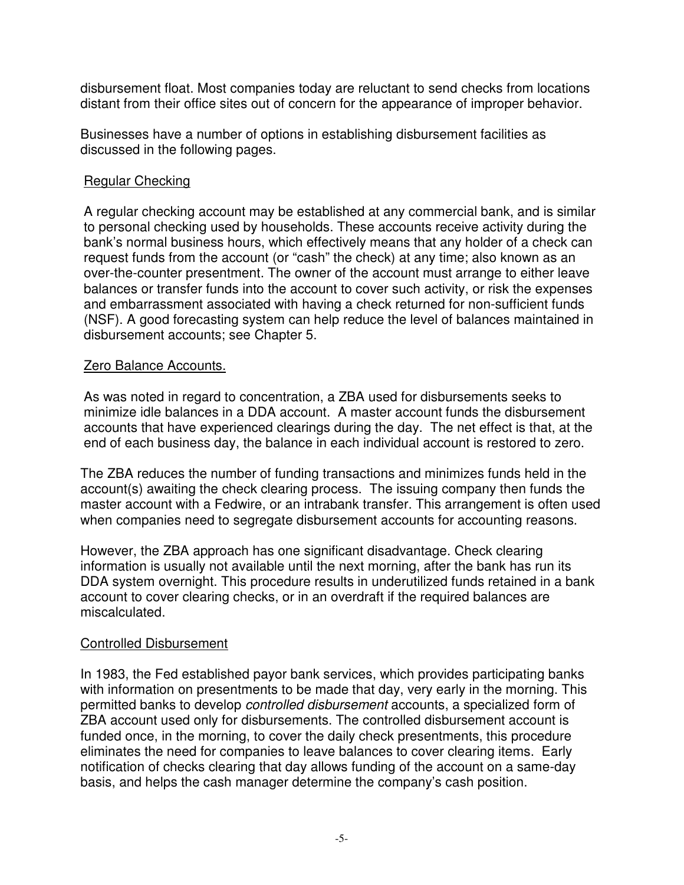disbursement float. Most companies today are reluctant to send checks from locations distant from their office sites out of concern for the appearance of improper behavior.

Businesses have a number of options in establishing disbursement facilities as discussed in the following pages.

### Regular Checking

A regular checking account may be established at any commercial bank, and is similar to personal checking used by households. These accounts receive activity during the bank's normal business hours, which effectively means that any holder of a check can request funds from the account (or "cash" the check) at any time; also known as an over-the-counter presentment. The owner of the account must arrange to either leave balances or transfer funds into the account to cover such activity, or risk the expenses and embarrassment associated with having a check returned for non-sufficient funds (NSF). A good forecasting system can help reduce the level of balances maintained in disbursement accounts; see Chapter 5.

### Zero Balance Accounts.

As was noted in regard to concentration, a ZBA used for disbursements seeks to minimize idle balances in a DDA account. A master account funds the disbursement accounts that have experienced clearings during the day. The net effect is that, at the end of each business day, the balance in each individual account is restored to zero.

The ZBA reduces the number of funding transactions and minimizes funds held in the account(s) awaiting the check clearing process. The issuing company then funds the master account with a Fedwire, or an intrabank transfer. This arrangement is often used when companies need to segregate disbursement accounts for accounting reasons.

However, the ZBA approach has one significant disadvantage. Check clearing information is usually not available until the next morning, after the bank has run its DDA system overnight. This procedure results in underutilized funds retained in a bank account to cover clearing checks, or in an overdraft if the required balances are miscalculated.

### Controlled Disbursement

In 1983, the Fed established payor bank services, which provides participating banks with information on presentments to be made that day, very early in the morning. This permitted banks to develop *controlled disbursement* accounts, a specialized form of ZBA account used only for disbursements. The controlled disbursement account is funded once, in the morning, to cover the daily check presentments, this procedure eliminates the need for companies to leave balances to cover clearing items. Early notification of checks clearing that day allows funding of the account on a same-day basis, and helps the cash manager determine the company's cash position.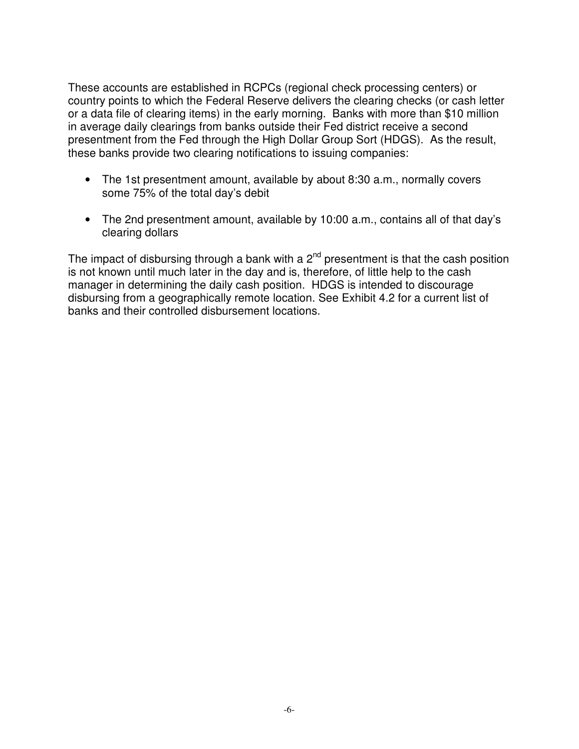These accounts are established in RCPCs (regional check processing centers) or country points to which the Federal Reserve delivers the clearing checks (or cash letter or a data file of clearing items) in the early morning. Banks with more than $10 million in average daily clearings from banks outside their Fed district receive a second presentment from the Fed through the High Dollar Group Sort (HDGS). As the result, these banks provide two clearing notifications to issuing companies:

- The 1st presentment amount, available by about 8:30 a.m., normally covers some 75% of the total day's debit
- The 2nd presentment amount, available by 10:00 a.m., contains all of that day's clearing dollars

The impact of disbursing through a bank with a 2nd presentment is that the cash position is not known until much later in the day and is, therefore, of little help to the cash manager in determining the daily cash position. HDGS is intended to discourage disbursing from a geographically remote location. See Exhibit 4.2 for a current list of banks and their controlled disbursement locations.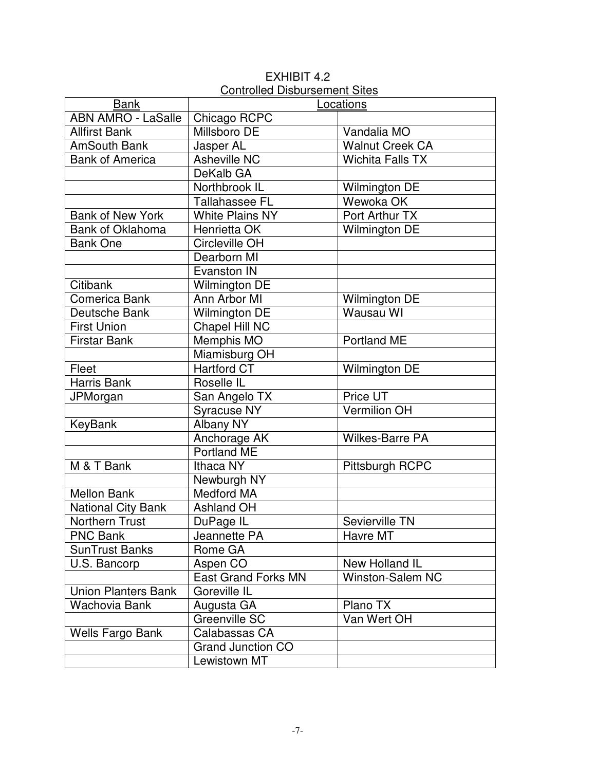EXHIBIT 4.2

Controlled Disbursement Sites

| Bank | Locations | |
|---|---|---|
| ABN AMRO - LaSalle | Chicago RCPC | |
| Allfirst Bank | Millsboro DE | Vandalia MO |
| AmSouth Bank | Jasper AL | Walnut Creek CA |
| Bank of America | Asheville NC | Wichita Falls TX |
| | DeKalb GA | |
| | Northbrook IL | Wilmington DE |
| | Tallahassee FL | Wewoka OK |
| Bank of New York | White Plains NY | Port Arthur TX |
| Bank of Oklahoma | Henrietta OK | Wilmington DE |
| Bank One | Circleville OH | |
| | Dearborn MI | |
| | Evanston IN | |
| Citibank | Wilmington DE | |
| Comerica Bank | Ann Arbor MI | Wilmington DE |
| Deutsche Bank | Wilmington DE | Wausau WI |
| First Union | Chapel Hill NC | |
| Firstar Bank | Memphis MO | Portland ME |
| | Miamisburg OH | |
| Fleet | Hartford CT | Wilmington DE |
| Harris Bank | Roselle IL | |
| JPMorgan | San Angelo TX | Price UT |
| | Syracuse NY | Vermilion OH |
| KeyBank | Albany NY | |
| | Anchorage AK | Wilkes-Barre PA |
| | Portland ME | |
| M & T Bank | Ithaca NY | Pittsburgh RCPC |
| | Newburgh NY | |
| Mellon Bank | Medford MA | |
| National City Bank | Ashland OH | |
| Northern Trust | DuPage IL | Sevierville TN |
| PNC Bank | Jeannette PA | Havre MT |
| SunTrust Banks | Rome GA | |
| U.S. Bancorp | Aspen CO | New Holland IL |
| | East Grand Forks MN | Winston-Salem NC |
| Union Planters Bank | Goreville IL | |
| Wachovia Bank | Augusta GA | Plano TX |
| | Greenville SC | Van Wert OH |
| Wells Fargo Bank | Calabassas CA | |
| | Grand Junction CO | |
| | Lewistown MT | |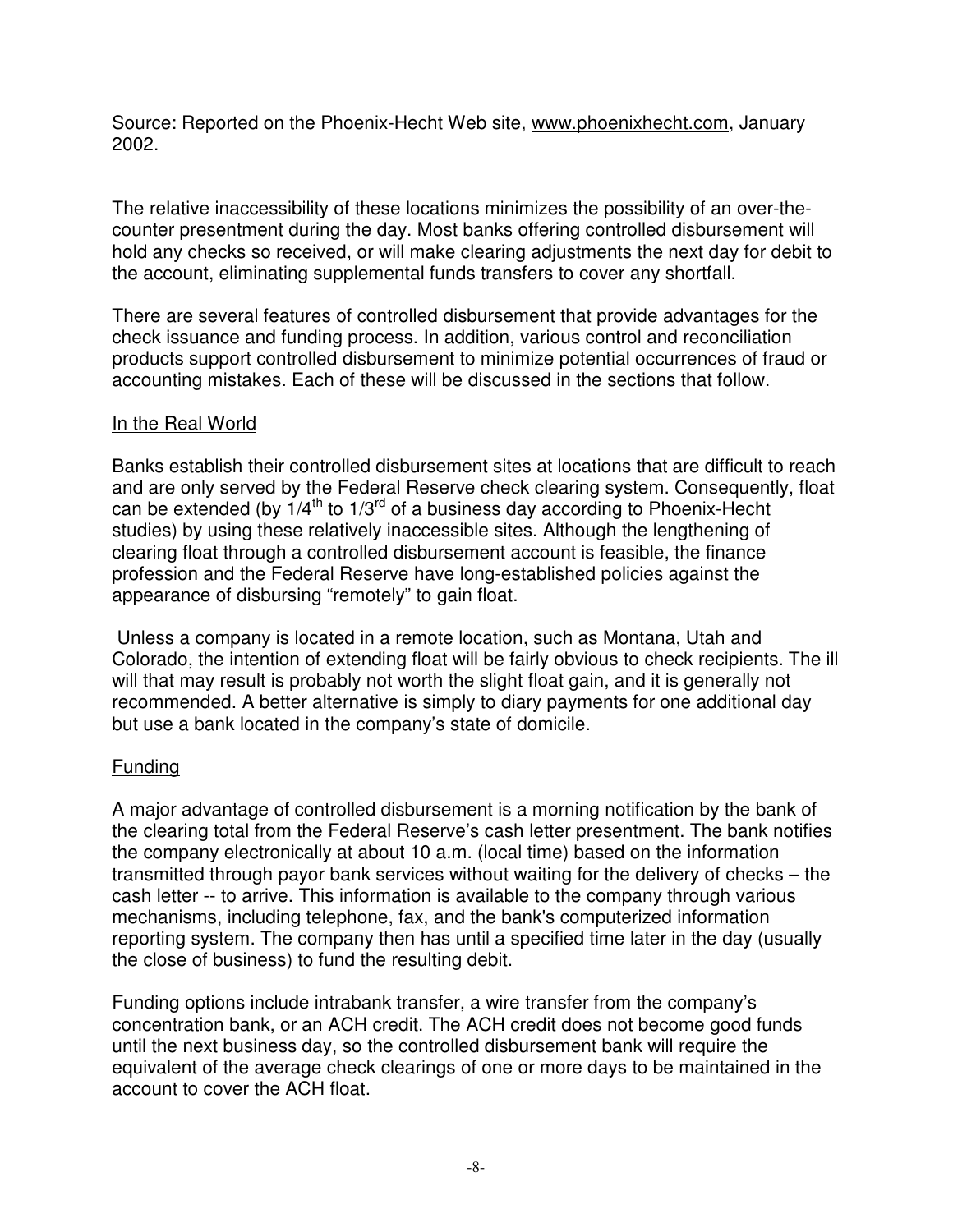Source: Reported on the Phoenix-Hecht Web site, www.phoenixhecht.com, January 2002.

The relative inaccessibility of these locations minimizes the possibility of an over-the-counter presentment during the day. Most banks offering controlled disbursement will hold any checks so received, or will make clearing adjustments the next day for debit to the account, eliminating supplemental funds transfers to cover any shortfall.

There are several features of controlled disbursement that provide advantages for the check issuance and funding process. In addition, various control and reconciliation products support controlled disbursement to minimize potential occurrences of fraud or accounting mistakes. Each of these will be discussed in the sections that follow.

## In the Real World

Banks establish their controlled disbursement sites at locations that are difficult to reach and are only served by the Federal Reserve check clearing system. Consequently, float can be extended (by 1/4th to 1/3rd of a business day according to Phoenix-Hecht studies) by using these relatively inaccessible sites. Although the lengthening of clearing float through a controlled disbursement account is feasible, the finance profession and the Federal Reserve have long-established policies against the appearance of disbursing "remotely" to gain float.

Unless a company is located in a remote location, such as Montana, Utah and Colorado, the intention of extending float will be fairly obvious to check recipients. The ill will that may result is probably not worth the slight float gain, and it is generally not recommended. A better alternative is simply to diary payments for one additional day but use a bank located in the company's state of domicile.

## Funding

A major advantage of controlled disbursement is a morning notification by the bank of the clearing total from the Federal Reserve's cash letter presentment. The bank notifies the company electronically at about 10 a.m. (local time) based on the information transmitted through payor bank services without waiting for the delivery of checks – the cash letter -- to arrive. This information is available to the company through various mechanisms, including telephone, fax, and the bank's computerized information reporting system. The company then has until a specified time later in the day (usually the close of business) to fund the resulting debit.

Funding options include intrabank transfer, a wire transfer from the company's concentration bank, or an ACH credit. The ACH credit does not become good funds until the next business day, so the controlled disbursement bank will require the equivalent of the average check clearings of one or more days to be maintained in the account to cover the ACH float.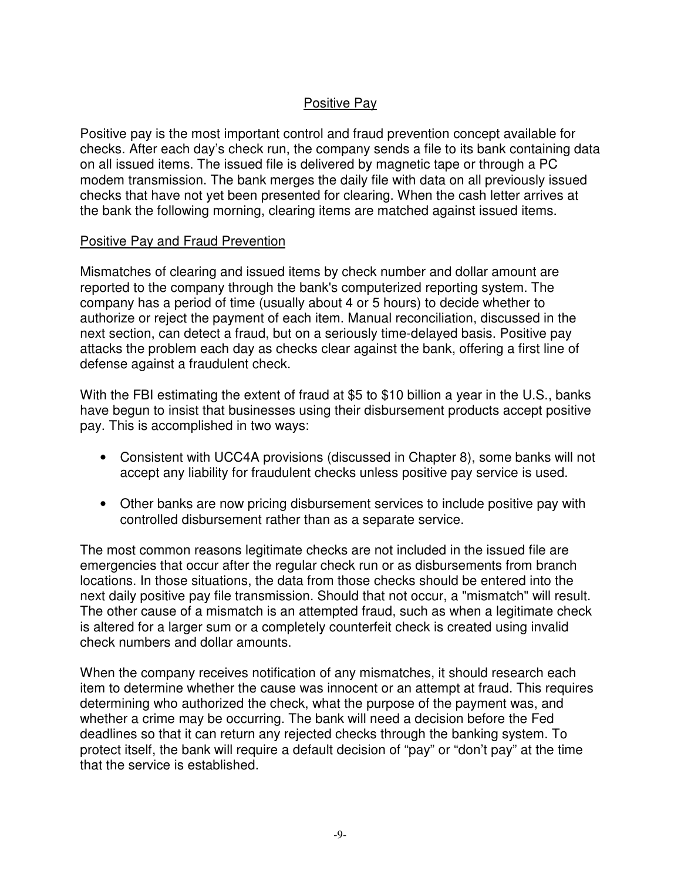## Positive Pay

Positive pay is the most important control and fraud prevention concept available for checks. After each day's check run, the company sends a file to its bank containing data on all issued items. The issued file is delivered by magnetic tape or through a PC modem transmission. The bank merges the daily file with data on all previously issued checks that have not yet been presented for clearing. When the cash letter arrives at the bank the following morning, clearing items are matched against issued items.

### Positive Pay and Fraud Prevention

Mismatches of clearing and issued items by check number and dollar amount are reported to the company through the bank's computerized reporting system. The company has a period of time (usually about 4 or 5 hours) to decide whether to authorize or reject the payment of each item. Manual reconciliation, discussed in the next section, can detect a fraud, but on a seriously time-delayed basis. Positive pay attacks the problem each day as checks clear against the bank, offering a first line of defense against a fraudulent check.

With the FBI estimating the extent of fraud at $5 to $10 billion a year in the U.S., banks have begun to insist that businesses using their disbursement products accept positive pay. This is accomplished in two ways:

- Consistent with UCC4A provisions (discussed in Chapter 8), some banks will not accept any liability for fraudulent checks unless positive pay service is used.
- Other banks are now pricing disbursement services to include positive pay with controlled disbursement rather than as a separate service.

The most common reasons legitimate checks are not included in the issued file are emergencies that occur after the regular check run or as disbursements from branch locations. In those situations, the data from those checks should be entered into the next daily positive pay file transmission. Should that not occur, a "mismatch" will result. The other cause of a mismatch is an attempted fraud, such as when a legitimate check is altered for a larger sum or a completely counterfeit check is created using invalid check numbers and dollar amounts.

When the company receives notification of any mismatches, it should research each item to determine whether the cause was innocent or an attempt at fraud. This requires determining who authorized the check, what the purpose of the payment was, and whether a crime may be occurring. The bank will need a decision before the Fed deadlines so that it can return any rejected checks through the banking system. To protect itself, the bank will require a default decision of "pay" or "don't pay" at the time that the service is established.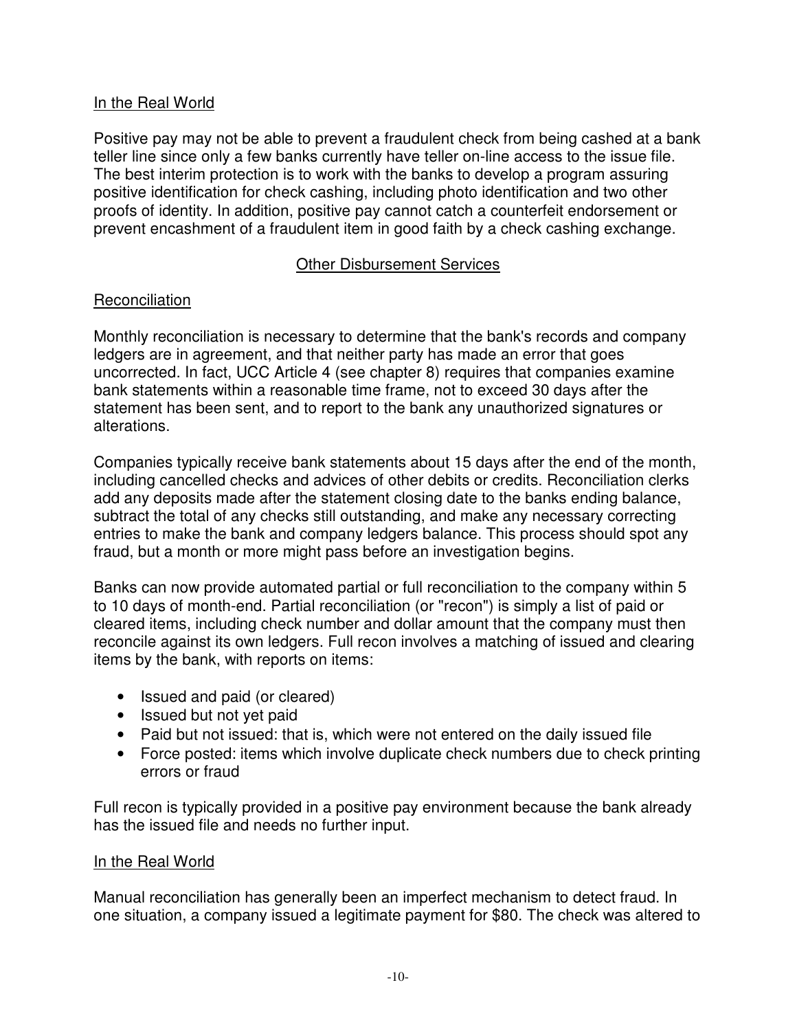In the Real World

Positive pay may not be able to prevent a fraudulent check from being cashed at a bank teller line since only a few banks currently have teller on-line access to the issue file. The best interim protection is to work with the banks to develop a program assuring positive identification for check cashing, including photo identification and two other proofs of identity. In addition, positive pay cannot catch a counterfeit endorsement or prevent encashment of a fraudulent item in good faith by a check cashing exchange.

## Other Disbursement Services

### Reconciliation

Monthly reconciliation is necessary to determine that the bank's records and company ledgers are in agreement, and that neither party has made an error that goes uncorrected. In fact, UCC Article 4 (see chapter 8) requires that companies examine bank statements within a reasonable time frame, not to exceed 30 days after the statement has been sent, and to report to the bank any unauthorized signatures or alterations.

Companies typically receive bank statements about 15 days after the end of the month, including cancelled checks and advices of other debits or credits. Reconciliation clerks add any deposits made after the statement closing date to the banks ending balance, subtract the total of any checks still outstanding, and make any necessary correcting entries to make the bank and company ledgers balance. This process should spot any fraud, but a month or more might pass before an investigation begins.

Banks can now provide automated partial or full reconciliation to the company within 5 to 10 days of month-end. Partial reconciliation (or "recon") is simply a list of paid or cleared items, including check number and dollar amount that the company must then reconcile against its own ledgers. Full recon involves a matching of issued and clearing items by the bank, with reports on items:

- Issued and paid (or cleared)
- Issued but not yet paid
- Paid but not issued: that is, which were not entered on the daily issued file
- Force posted: items which involve duplicate check numbers due to check printing errors or fraud

Full recon is typically provided in a positive pay environment because the bank already has the issued file and needs no further input.

In the Real World

Manual reconciliation has generally been an imperfect mechanism to detect fraud. In one situation, a company issued a legitimate payment for $80. The check was altered to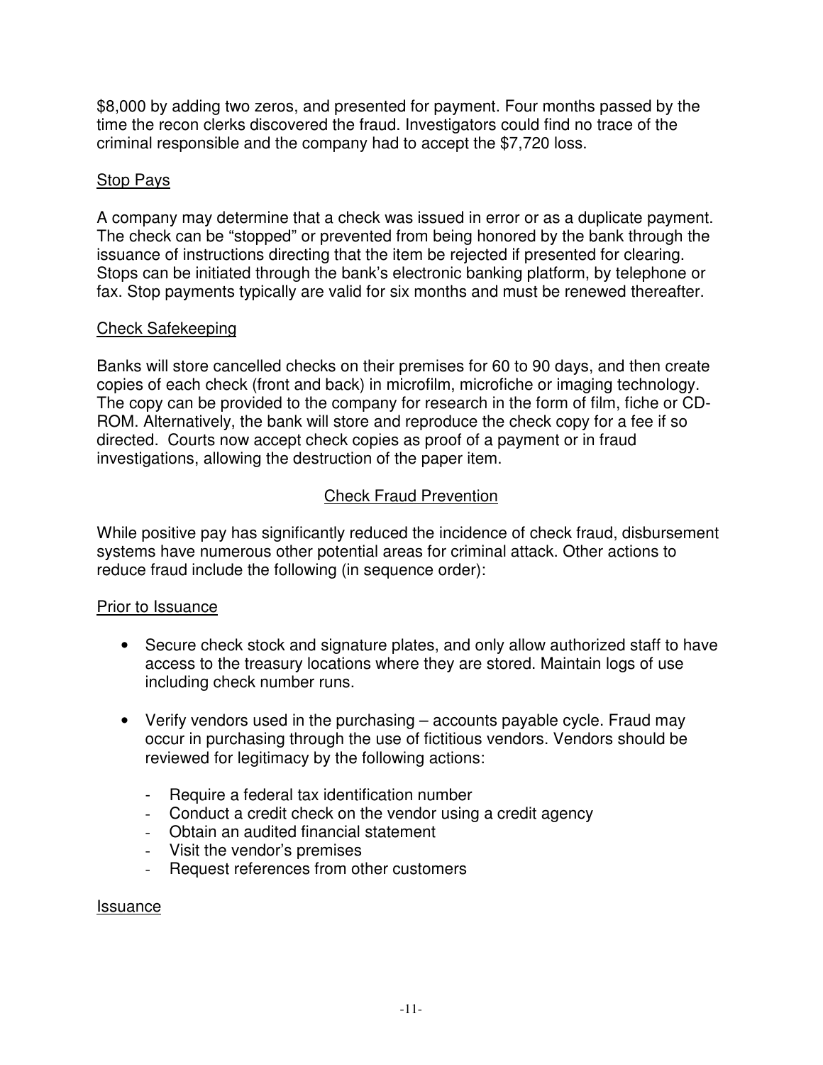$8,000 by adding two zeros, and presented for payment. Four months passed by the time the recon clerks discovered the fraud. Investigators could find no trace of the criminal responsible and the company had to accept the $7,720 loss.

<u>Stop Pays</u>

A company may determine that a check was issued in error or as a duplicate payment. The check can be "stopped" or prevented from being honored by the bank through the issuance of instructions directing that the item be rejected if presented for clearing. Stops can be initiated through the bank's electronic banking platform, by telephone or fax. Stop payments typically are valid for six months and must be renewed thereafter.

<u>Check Safekeeping</u>

Banks will store cancelled checks on their premises for 60 to 90 days, and then create copies of each check (front and back) in microfilm, microfiche or imaging technology. The copy can be provided to the company for research in the form of film, fiche or CD-ROM. Alternatively, the bank will store and reproduce the check copy for a fee if so directed. Courts now accept check copies as proof of a payment or in fraud investigations, allowing the destruction of the paper item.

## Check Fraud Prevention

While positive pay has significantly reduced the incidence of check fraud, disbursement systems have numerous other potential areas for criminal attack. Other actions to reduce fraud include the following (in sequence order):

<u>Prior to Issuance</u>

- Secure check stock and signature plates, and only allow authorized staff to have access to the treasury locations where they are stored. Maintain logs of use including check number runs.

- Verify vendors used in the purchasing – accounts payable cycle. Fraud may occur in purchasing through the use of fictitious vendors. Vendors should be reviewed for legitimacy by the following actions:

  - Require a federal tax identification number
  - Conduct a credit check on the vendor using a credit agency
  - Obtain an audited financial statement
  - Visit the vendor's premises
  - Request references from other customers

<u>Issuance</u>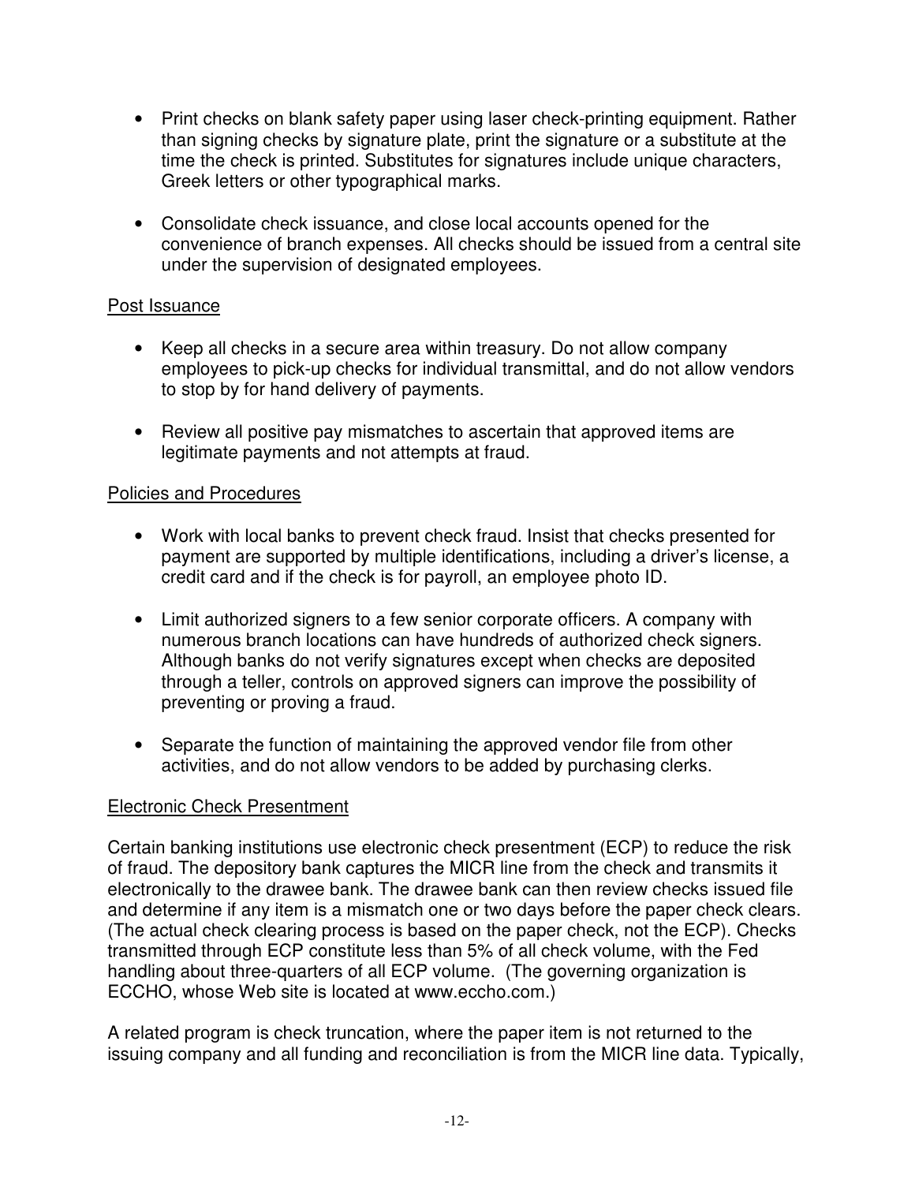- Print checks on blank safety paper using laser check-printing equipment. Rather than signing checks by signature plate, print the signature or a substitute at the time the check is printed. Substitutes for signatures include unique characters, Greek letters or other typographical marks.

- Consolidate check issuance, and close local accounts opened for the convenience of branch expenses. All checks should be issued from a central site under the supervision of designated employees.

<u>Post Issuance</u>

- Keep all checks in a secure area within treasury. Do not allow company employees to pick-up checks for individual transmittal, and do not allow vendors to stop by for hand delivery of payments.

- Review all positive pay mismatches to ascertain that approved items are legitimate payments and not attempts at fraud.

<u>Policies and Procedures</u>

- Work with local banks to prevent check fraud. Insist that checks presented for payment are supported by multiple identifications, including a driver's license, a credit card and if the check is for payroll, an employee photo ID.

- Limit authorized signers to a few senior corporate officers. A company with numerous branch locations can have hundreds of authorized check signers. Although banks do not verify signatures except when checks are deposited through a teller, controls on approved signers can improve the possibility of preventing or proving a fraud.

- Separate the function of maintaining the approved vendor file from other activities, and do not allow vendors to be added by purchasing clerks.

<u>Electronic Check Presentment</u>

Certain banking institutions use electronic check presentment (ECP) to reduce the risk of fraud. The depository bank captures the MICR line from the check and transmits it electronically to the drawee bank. The drawee bank can then review checks issued file and determine if any item is a mismatch one or two days before the paper check clears. (The actual check clearing process is based on the paper check, not the ECP). Checks transmitted through ECP constitute less than 5% of all check volume, with the Fed handling about three-quarters of all ECP volume. (The governing organization is ECCHO, whose Web site is located at www.eccho.com.)

A related program is check truncation, where the paper item is not returned to the issuing company and all funding and reconciliation is from the MICR line data. Typically,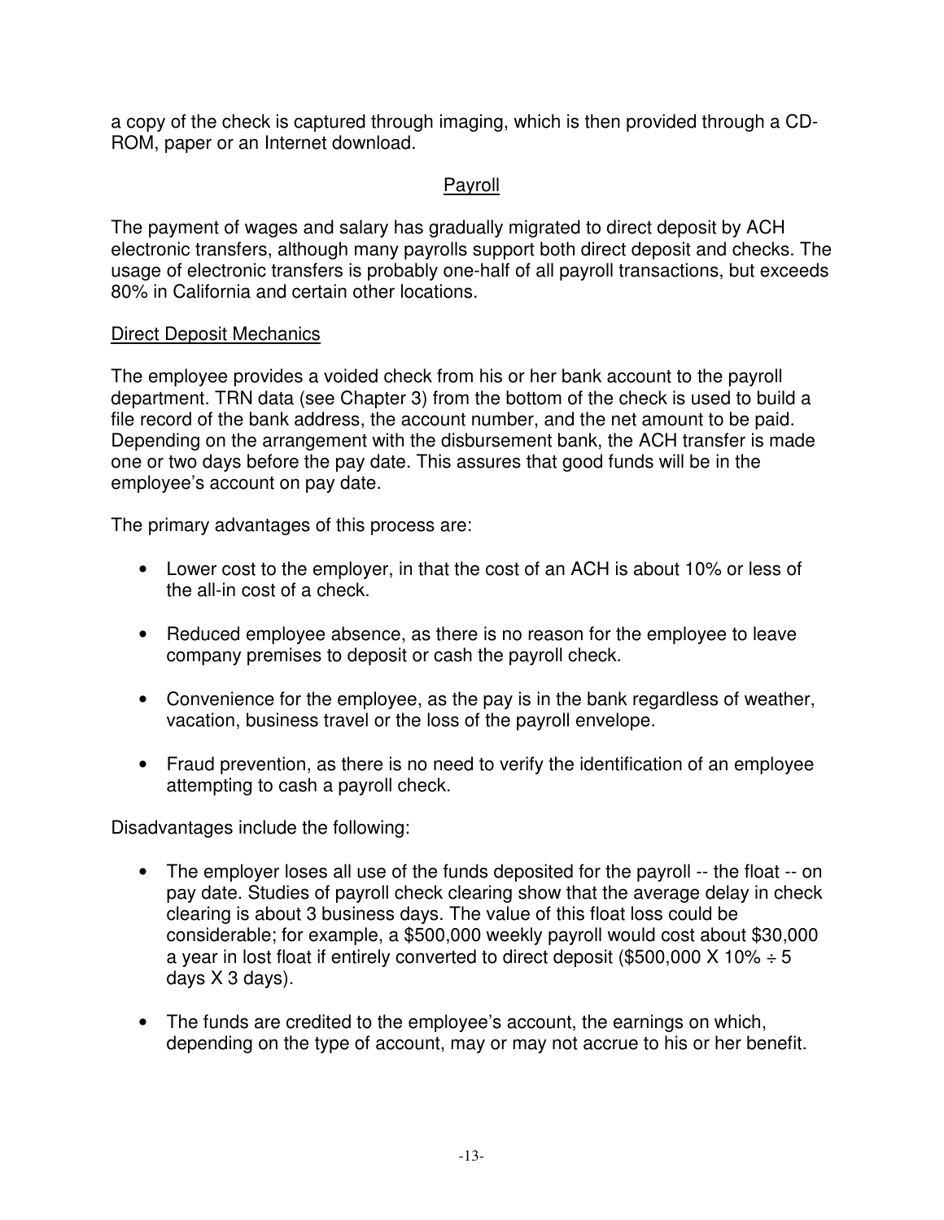a copy of the check is captured through imaging, which is then provided through a CD-ROM, paper or an Internet download.

## Payroll

The payment of wages and salary has gradually migrated to direct deposit by ACH electronic transfers, although many payrolls support both direct deposit and checks. The usage of electronic transfers is probably one-half of all payroll transactions, but exceeds 80% in California and certain other locations.

### Direct Deposit Mechanics

The employee provides a voided check from his or her bank account to the payroll department. TRN data (see Chapter 3) from the bottom of the check is used to build a file record of the bank address, the account number, and the net amount to be paid. Depending on the arrangement with the disbursement bank, the ACH transfer is made one or two days before the pay date. This assures that good funds will be in the employee's account on pay date.

The primary advantages of this process are:

- Lower cost to the employer, in that the cost of an ACH is about 10% or less of the all-in cost of a check.
- Reduced employee absence, as there is no reason for the employee to leave company premises to deposit or cash the payroll check.
- Convenience for the employee, as the pay is in the bank regardless of weather, vacation, business travel or the loss of the payroll envelope.
- Fraud prevention, as there is no need to verify the identification of an employee attempting to cash a payroll check.

Disadvantages include the following:

- The employer loses all use of the funds deposited for the payroll -- the float -- on pay date. Studies of payroll check clearing show that the average delay in check clearing is about 3 business days. The value of this float loss could be considerable; for example, a $500,000 weekly payroll would cost about $30,000 a year in lost float if entirely converted to direct deposit ($500,000 X 10% ÷ 5 days X 3 days).
- The funds are credited to the employee's account, the earnings on which, depending on the type of account, may or may not accrue to his or her benefit.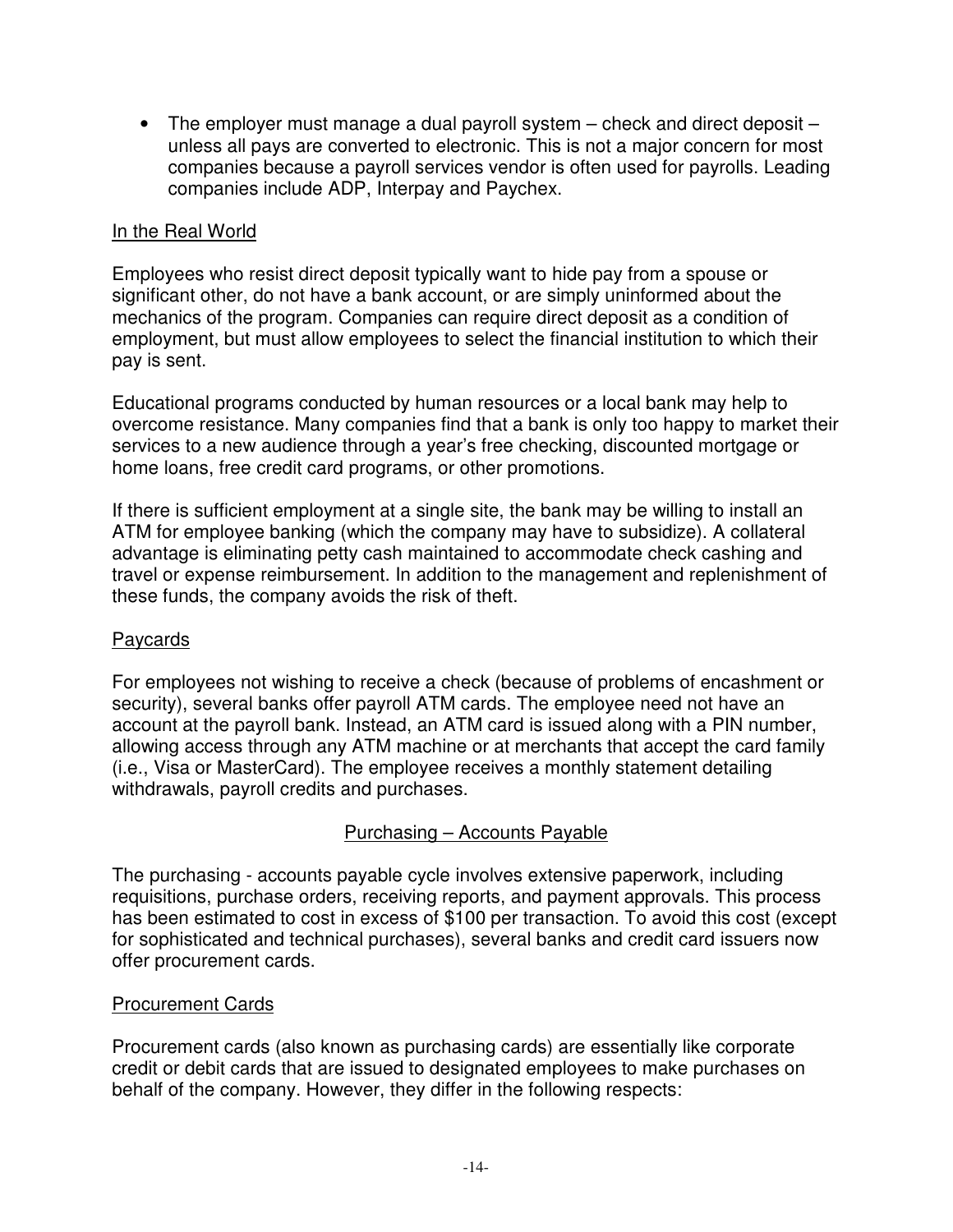- The employer must manage a dual payroll system – check and direct deposit – unless all pays are converted to electronic. This is not a major concern for most companies because a payroll services vendor is often used for payrolls. Leading companies include ADP, Interpay and Paychex.

<u>In the Real World</u>

Employees who resist direct deposit typically want to hide pay from a spouse or significant other, do not have a bank account, or are simply uninformed about the mechanics of the program. Companies can require direct deposit as a condition of employment, but must allow employees to select the financial institution to which their pay is sent.

Educational programs conducted by human resources or a local bank may help to overcome resistance. Many companies find that a bank is only too happy to market their services to a new audience through a year's free checking, discounted mortgage or home loans, free credit card programs, or other promotions.

If there is sufficient employment at a single site, the bank may be willing to install an ATM for employee banking (which the company may have to subsidize). A collateral advantage is eliminating petty cash maintained to accommodate check cashing and travel or expense reimbursement. In addition to the management and replenishment of these funds, the company avoids the risk of theft.

<u>Paycards</u>

For employees not wishing to receive a check (because of problems of encashment or security), several banks offer payroll ATM cards. The employee need not have an account at the payroll bank. Instead, an ATM card is issued along with a PIN number, allowing access through any ATM machine or at merchants that accept the card family (i.e., Visa or MasterCard). The employee receives a monthly statement detailing withdrawals, payroll credits and purchases.

## <u>Purchasing – Accounts Payable</u>

The purchasing - accounts payable cycle involves extensive paperwork, including requisitions, purchase orders, receiving reports, and payment approvals. This process has been estimated to cost in excess of $100 per transaction. To avoid this cost (except for sophisticated and technical purchases), several banks and credit card issuers now offer procurement cards.

<u>Procurement Cards</u>

Procurement cards (also known as purchasing cards) are essentially like corporate credit or debit cards that are issued to designated employees to make purchases on behalf of the company. However, they differ in the following respects: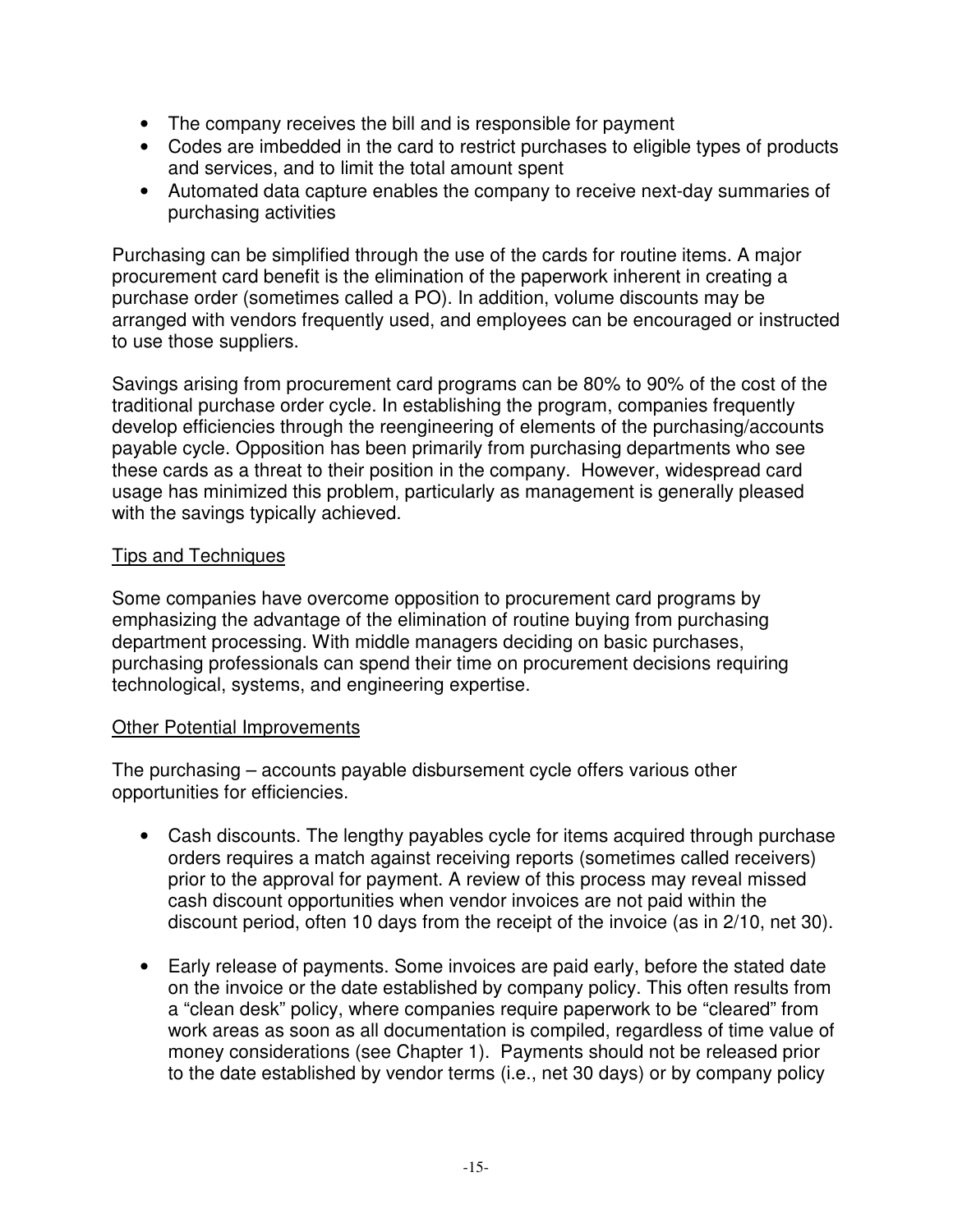- The company receives the bill and is responsible for payment
- Codes are imbedded in the card to restrict purchases to eligible types of products and services, and to limit the total amount spent
- Automated data capture enables the company to receive next-day summaries of purchasing activities

Purchasing can be simplified through the use of the cards for routine items. A major procurement card benefit is the elimination of the paperwork inherent in creating a purchase order (sometimes called a PO). In addition, volume discounts may be arranged with vendors frequently used, and employees can be encouraged or instructed to use those suppliers.

Savings arising from procurement card programs can be 80% to 90% of the cost of the traditional purchase order cycle. In establishing the program, companies frequently develop efficiencies through the reengineering of elements of the purchasing/accounts payable cycle. Opposition has been primarily from purchasing departments who see these cards as a threat to their position in the company. However, widespread card usage has minimized this problem, particularly as management is generally pleased with the savings typically achieved.

<u>Tips and Techniques</u>

Some companies have overcome opposition to procurement card programs by emphasizing the advantage of the elimination of routine buying from purchasing department processing. With middle managers deciding on basic purchases, purchasing professionals can spend their time on procurement decisions requiring technological, systems, and engineering expertise.

<u>Other Potential Improvements</u>

The purchasing – accounts payable disbursement cycle offers various other opportunities for efficiencies.

- Cash discounts. The lengthy payables cycle for items acquired through purchase orders requires a match against receiving reports (sometimes called receivers) prior to the approval for payment. A review of this process may reveal missed cash discount opportunities when vendor invoices are not paid within the discount period, often 10 days from the receipt of the invoice (as in 2/10, net 30).

- Early release of payments. Some invoices are paid early, before the stated date on the invoice or the date established by company policy. This often results from a "clean desk" policy, where companies require paperwork to be "cleared" from work areas as soon as all documentation is compiled, regardless of time value of money considerations (see Chapter 1). Payments should not be released prior to the date established by vendor terms (i.e., net 30 days) or by company policy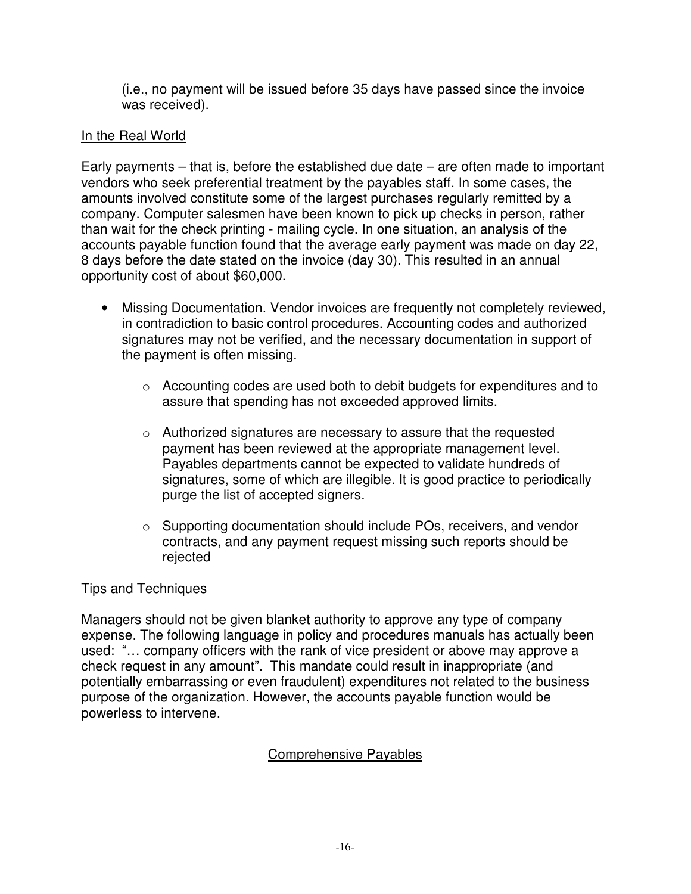(i.e., no payment will be issued before 35 days have passed since the invoice was received).

In the Real World

Early payments – that is, before the established due date – are often made to important vendors who seek preferential treatment by the payables staff. In some cases, the amounts involved constitute some of the largest purchases regularly remitted by a company. Computer salesmen have been known to pick up checks in person, rather than wait for the check printing - mailing cycle. In one situation, an analysis of the accounts payable function found that the average early payment was made on day 22, 8 days before the date stated on the invoice (day 30). This resulted in an annual opportunity cost of about $60,000.

- Missing Documentation. Vendor invoices are frequently not completely reviewed, in contradiction to basic control procedures. Accounting codes and authorized signatures may not be verified, and the necessary documentation in support of the payment is often missing.
    - Accounting codes are used both to debit budgets for expenditures and to assure that spending has not exceeded approved limits.
    - Authorized signatures are necessary to assure that the requested payment has been reviewed at the appropriate management level. Payables departments cannot be expected to validate hundreds of signatures, some of which are illegible. It is good practice to periodically purge the list of accepted signers.
    - Supporting documentation should include POs, receivers, and vendor contracts, and any payment request missing such reports should be rejected

Tips and Techniques

Managers should not be given blanket authority to approve any type of company expense. The following language in policy and procedures manuals has actually been used: "… company officers with the rank of vice president or above may approve a check request in any amount". This mandate could result in inappropriate (and potentially embarrassing or even fraudulent) expenditures not related to the business purpose of the organization. However, the accounts payable function would be powerless to intervene.

## Comprehensive Payables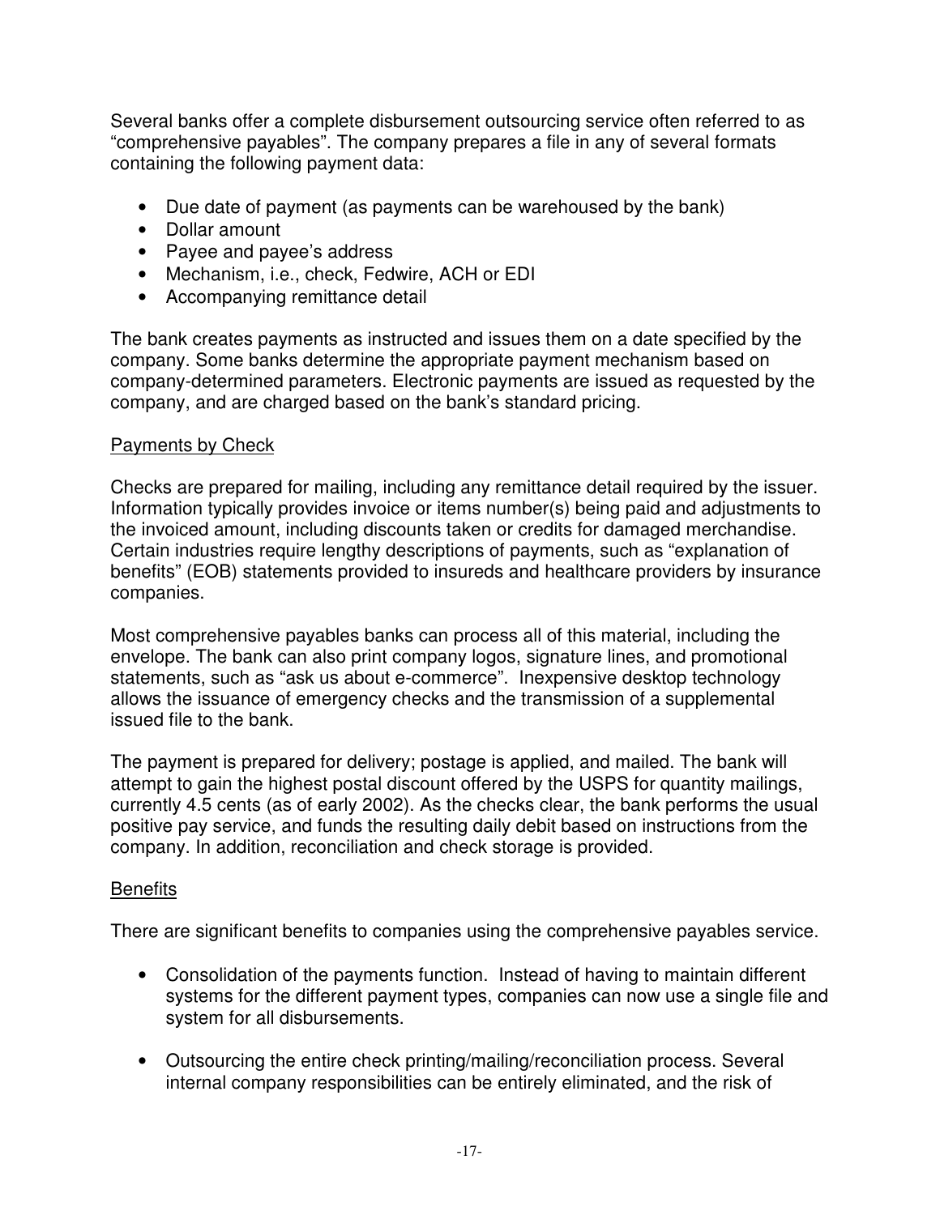Several banks offer a complete disbursement outsourcing service often referred to as “comprehensive payables”. The company prepares a file in any of several formats containing the following payment data:

- Due date of payment (as payments can be warehoused by the bank)
- Dollar amount
- Payee and payee’s address
- Mechanism, i.e., check, Fedwire, ACH or EDI
- Accompanying remittance detail

The bank creates payments as instructed and issues them on a date specified by the company. Some banks determine the appropriate payment mechanism based on company-determined parameters. Electronic payments are issued as requested by the company, and are charged based on the bank’s standard pricing.

<u>Payments by Check</u>

Checks are prepared for mailing, including any remittance detail required by the issuer. Information typically provides invoice or items number(s) being paid and adjustments to the invoiced amount, including discounts taken or credits for damaged merchandise. Certain industries require lengthy descriptions of payments, such as “explanation of benefits” (EOB) statements provided to insureds and healthcare providers by insurance companies.

Most comprehensive payables banks can process all of this material, including the envelope. The bank can also print company logos, signature lines, and promotional statements, such as “ask us about e-commerce”. Inexpensive desktop technology allows the issuance of emergency checks and the transmission of a supplemental issued file to the bank.

The payment is prepared for delivery; postage is applied, and mailed. The bank will attempt to gain the highest postal discount offered by the USPS for quantity mailings, currently 4.5 cents (as of early 2002). As the checks clear, the bank performs the usual positive pay service, and funds the resulting daily debit based on instructions from the company. In addition, reconciliation and check storage is provided.

<u>Benefits</u>

There are significant benefits to companies using the comprehensive payables service.

- Consolidation of the payments function. Instead of having to maintain different systems for the different payment types, companies can now use a single file and system for all disbursements.

- Outsourcing the entire check printing/mailing/reconciliation process. Several internal company responsibilities can be entirely eliminated, and the risk of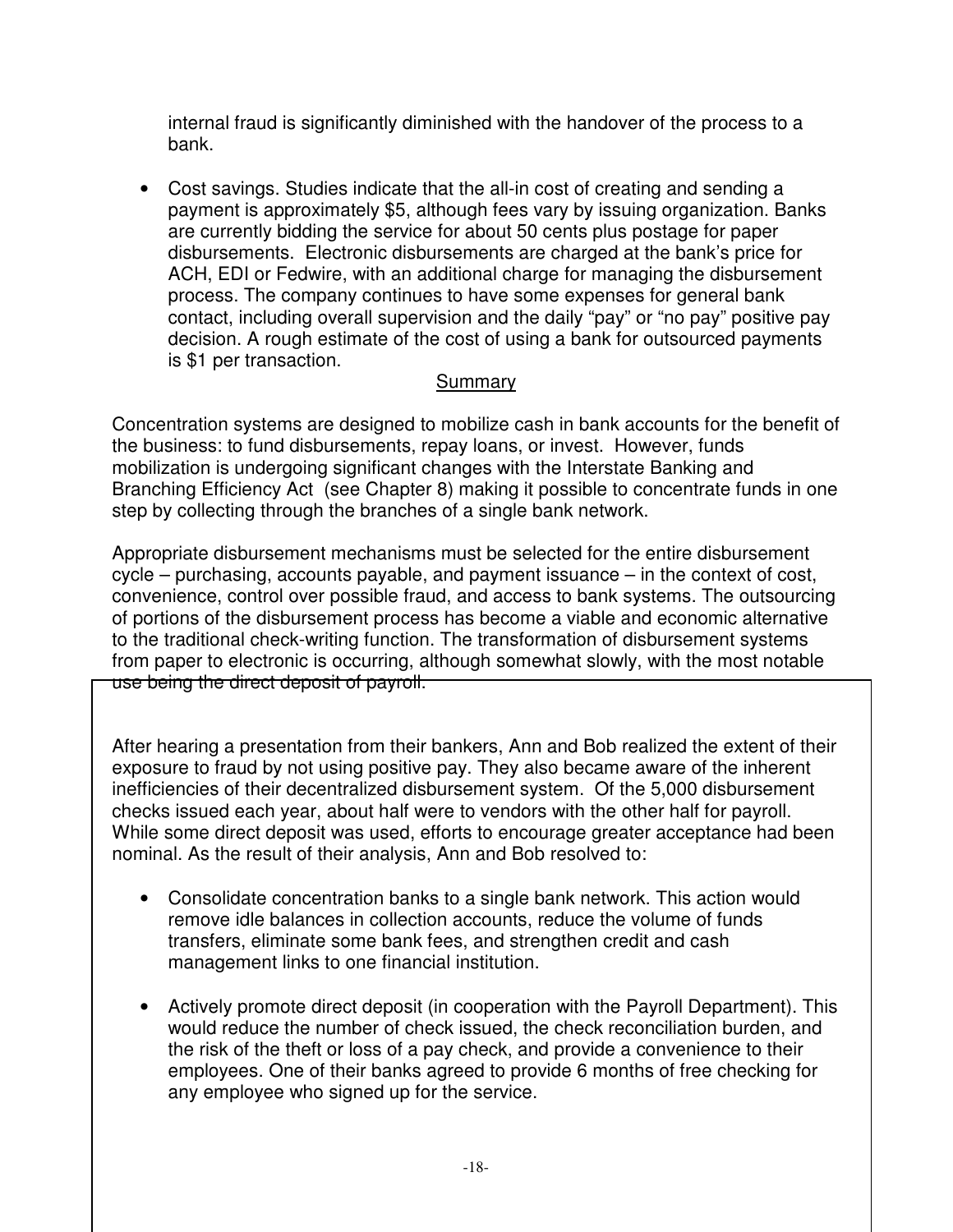internal fraud is significantly diminished with the handover of the process to a bank.

- Cost savings. Studies indicate that the all-in cost of creating and sending a payment is approximately $5, although fees vary by issuing organization. Banks are currently bidding the service for about 50 cents plus postage for paper disbursements. Electronic disbursements are charged at the bank's price for ACH, EDI or Fedwire, with an additional charge for managing the disbursement process. The company continues to have some expenses for general bank contact, including overall supervision and the daily "pay" or "no pay" positive pay decision. A rough estimate of the cost of using a bank for outsourced payments is $1 per transaction.

## Summary

Concentration systems are designed to mobilize cash in bank accounts for the benefit of the business: to fund disbursements, repay loans, or invest. However, funds mobilization is undergoing significant changes with the Interstate Banking and Branching Efficiency Act (see Chapter 8) making it possible to concentrate funds in one step by collecting through the branches of a single bank network.

Appropriate disbursement mechanisms must be selected for the entire disbursement cycle – purchasing, accounts payable, and payment issuance – in the context of cost, convenience, control over possible fraud, and access to bank systems. The outsourcing of portions of the disbursement process has become a viable and economic alternative to the traditional check-writing function. The transformation of disbursement systems from paper to electronic is occurring, although somewhat slowly, with the most notable use being the direct deposit of payroll.

After hearing a presentation from their bankers, Ann and Bob realized the extent of their exposure to fraud by not using positive pay. They also became aware of the inherent inefficiencies of their decentralized disbursement system. Of the 5,000 disbursement checks issued each year, about half were to vendors with the other half for payroll. While some direct deposit was used, efforts to encourage greater acceptance had been nominal. As the result of their analysis, Ann and Bob resolved to:

- Consolidate concentration banks to a single bank network. This action would remove idle balances in collection accounts, reduce the volume of funds transfers, eliminate some bank fees, and strengthen credit and cash management links to one financial institution.

- Actively promote direct deposit (in cooperation with the Payroll Department). This would reduce the number of check issued, the check reconciliation burden, and the risk of the theft or loss of a pay check, and provide a convenience to their employees. One of their banks agreed to provide 6 months of free checking for any employee who signed up for the service.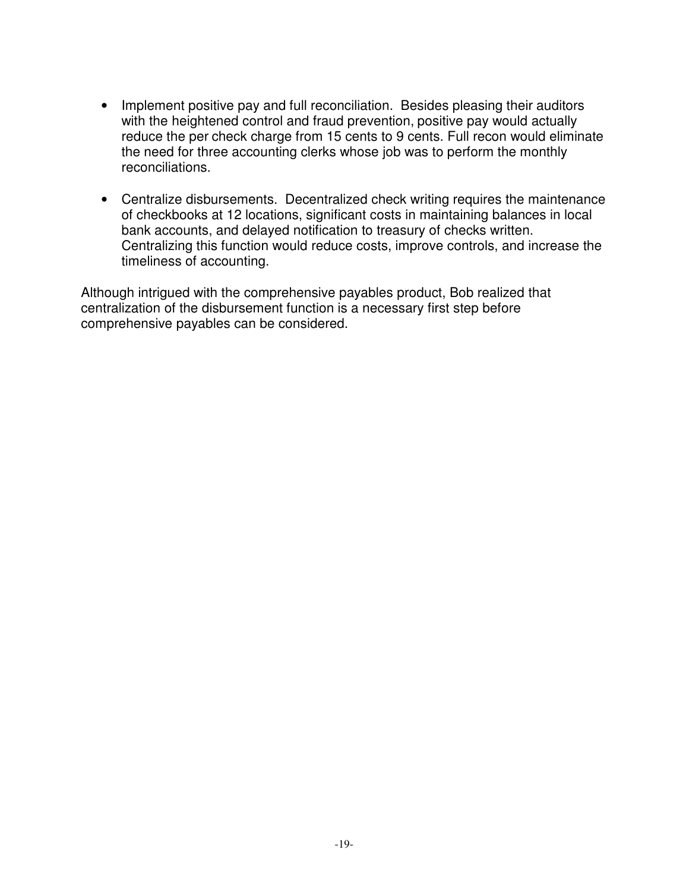- Implement positive pay and full reconciliation. Besides pleasing their auditors with the heightened control and fraud prevention, positive pay would actually reduce the per check charge from 15 cents to 9 cents. Full recon would eliminate the need for three accounting clerks whose job was to perform the monthly reconciliations.

- Centralize disbursements. Decentralized check writing requires the maintenance of checkbooks at 12 locations, significant costs in maintaining balances in local bank accounts, and delayed notification to treasury of checks written. Centralizing this function would reduce costs, improve controls, and increase the timeliness of accounting.

Although intrigued with the comprehensive payables product, Bob realized that centralization of the disbursement function is a necessary first step before comprehensive payables can be considered.